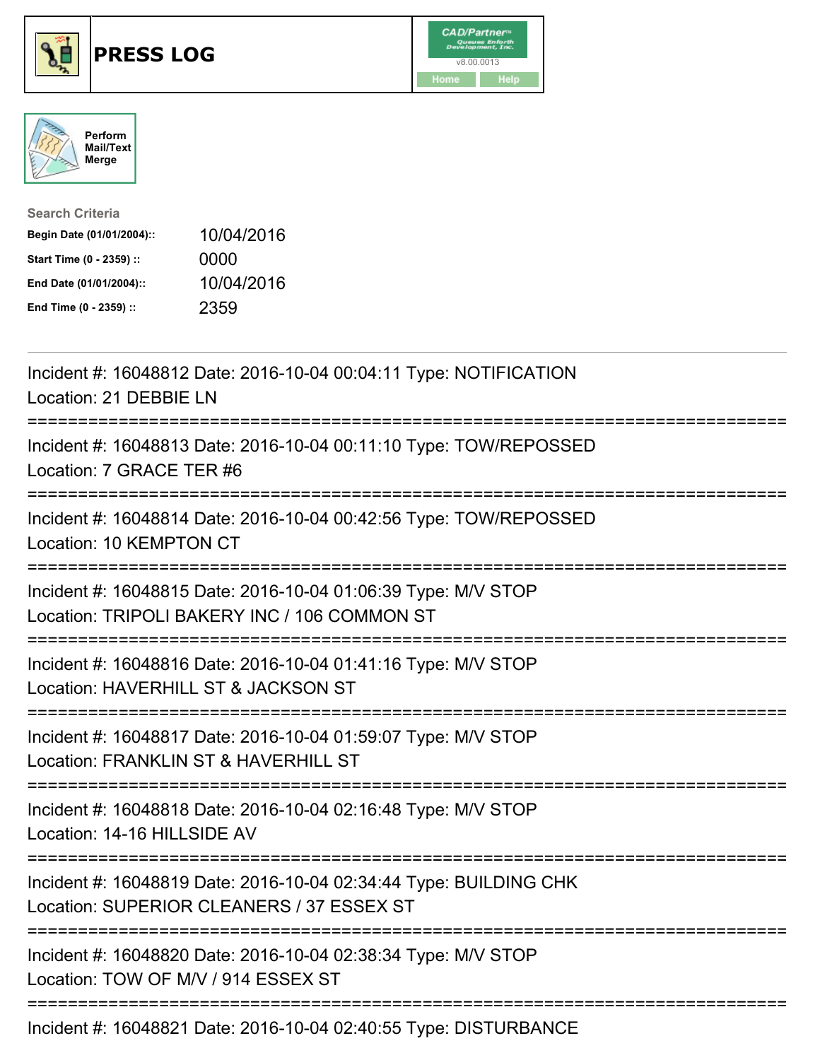# PRESS LOG

Perform Mail/Text Merge

**Search Criteria**

| | |
|---|---|
| **Begin Date (01/01/2004)::** | 10/04/2016 |
| **Start Time (0 - 2359) ::** | 0000 |
| **End Date (01/01/2004)::** | 10/04/2016 |
| **End Time (0 - 2359) ::** | 2359 |

---

Incident #: 16048812 Date: 2016-10-04 00:04:11 Type: NOTIFICATION
Location: 21 DEBBIE LN

===========================================================================

Incident #: 16048813 Date: 2016-10-04 00:11:10 Type: TOW/REPOSSED
Location: 7 GRACE TER #6

===========================================================================

Incident #: 16048814 Date: 2016-10-04 00:42:56 Type: TOW/REPOSSED
Location: 10 KEMPTON CT

===========================================================================

Incident #: 16048815 Date: 2016-10-04 01:06:39 Type: M/V STOP
Location: TRIPOLI BAKERY INC / 106 COMMON ST

===========================================================================

Incident #: 16048816 Date: 2016-10-04 01:41:16 Type: M/V STOP
Location: HAVERHILL ST & JACKSON ST

===========================================================================

Incident #: 16048817 Date: 2016-10-04 01:59:07 Type: M/V STOP
Location: FRANKLIN ST & HAVERHILL ST

===========================================================================

Incident #: 16048818 Date: 2016-10-04 02:16:48 Type: M/V STOP
Location: 14-16 HILLSIDE AV

===========================================================================

Incident #: 16048819 Date: 2016-10-04 02:34:44 Type: BUILDING CHK
Location: SUPERIOR CLEANERS / 37 ESSEX ST

===========================================================================

Incident #: 16048820 Date: 2016-10-04 02:38:34 Type: M/V STOP
Location: TOW OF M/V / 914 ESSEX ST

===========================================================================

Incident #: 16048821 Date: 2016-10-04 02:40:55 Type: DISTURBANCE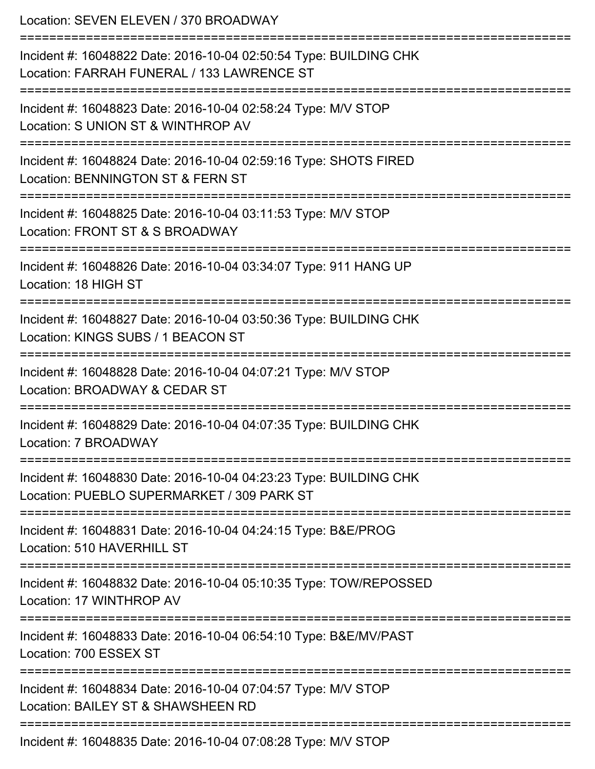Location: SEVEN ELEVEN / 370 BROADWAY

===========================================================================

Incident #: 16048822 Date: 2016-10-04 02:50:54 Type: BUILDING CHK
Location: FARRAH FUNERAL / 133 LAWRENCE ST

===========================================================================

Incident #: 16048823 Date: 2016-10-04 02:58:24 Type: M/V STOP
Location: S UNION ST & WINTHROP AV

===========================================================================

Incident #: 16048824 Date: 2016-10-04 02:59:16 Type: SHOTS FIRED
Location: BENNINGTON ST & FERN ST

===========================================================================

Incident #: 16048825 Date: 2016-10-04 03:11:53 Type: M/V STOP
Location: FRONT ST & S BROADWAY

===========================================================================

Incident #: 16048826 Date: 2016-10-04 03:34:07 Type: 911 HANG UP
Location: 18 HIGH ST

===========================================================================

Incident #: 16048827 Date: 2016-10-04 03:50:36 Type: BUILDING CHK
Location: KINGS SUBS / 1 BEACON ST

===========================================================================

Incident #: 16048828 Date: 2016-10-04 04:07:21 Type: M/V STOP
Location: BROADWAY & CEDAR ST

===========================================================================

Incident #: 16048829 Date: 2016-10-04 04:07:35 Type: BUILDING CHK
Location: 7 BROADWAY

===========================================================================

Incident #: 16048830 Date: 2016-10-04 04:23:23 Type: BUILDING CHK
Location: PUEBLO SUPERMARKET / 309 PARK ST

===========================================================================

Incident #: 16048831 Date: 2016-10-04 04:24:15 Type: B&E/PROG
Location: 510 HAVERHILL ST

===========================================================================

Incident #: 16048832 Date: 2016-10-04 05:10:35 Type: TOW/REPOSSED
Location: 17 WINTHROP AV

===========================================================================

Incident #: 16048833 Date: 2016-10-04 06:54:10 Type: B&E/MV/PAST
Location: 700 ESSEX ST

===========================================================================

Incident #: 16048834 Date: 2016-10-04 07:04:57 Type: M/V STOP
Location: BAILEY ST & SHAWSHEEN RD

===========================================================================

Incident #: 16048835 Date: 2016-10-04 07:08:28 Type: M/V STOP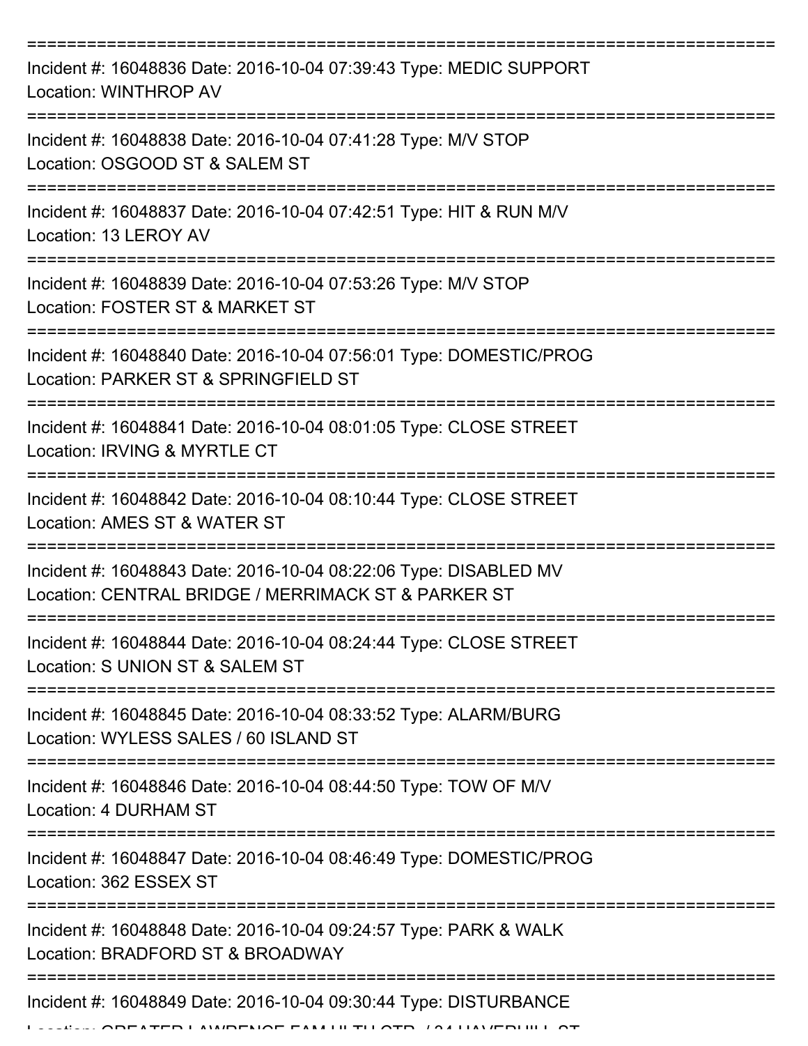===========================================================================

Incident #: 16048836 Date: 2016-10-04 07:39:43 Type: MEDIC SUPPORT
Location: WINTHROP AV

===========================================================================

Incident #: 16048838 Date: 2016-10-04 07:41:28 Type: M/V STOP
Location: OSGOOD ST & SALEM ST

===========================================================================

Incident #: 16048837 Date: 2016-10-04 07:42:51 Type: HIT & RUN M/V
Location: 13 LEROY AV

===========================================================================

Incident #: 16048839 Date: 2016-10-04 07:53:26 Type: M/V STOP
Location: FOSTER ST & MARKET ST

===========================================================================

Incident #: 16048840 Date: 2016-10-04 07:56:01 Type: DOMESTIC/PROG
Location: PARKER ST & SPRINGFIELD ST

===========================================================================

Incident #: 16048841 Date: 2016-10-04 08:01:05 Type: CLOSE STREET
Location: IRVING & MYRTLE CT

===========================================================================

Incident #: 16048842 Date: 2016-10-04 08:10:44 Type: CLOSE STREET
Location: AMES ST & WATER ST

===========================================================================

Incident #: 16048843 Date: 2016-10-04 08:22:06 Type: DISABLED MV
Location: CENTRAL BRIDGE / MERRIMACK ST & PARKER ST

===========================================================================

Incident #: 16048844 Date: 2016-10-04 08:24:44 Type: CLOSE STREET
Location: S UNION ST & SALEM ST

===========================================================================

Incident #: 16048845 Date: 2016-10-04 08:33:52 Type: ALARM/BURG
Location: WYLESS SALES / 60 ISLAND ST

===========================================================================

Incident #: 16048846 Date: 2016-10-04 08:44:50 Type: TOW OF M/V
Location: 4 DURHAM ST

===========================================================================

Incident #: 16048847 Date: 2016-10-04 08:46:49 Type: DOMESTIC/PROG
Location: 362 ESSEX ST

===========================================================================

Incident #: 16048848 Date: 2016-10-04 09:24:57 Type: PARK & WALK
Location: BRADFORD ST & BROADWAY

===========================================================================

Incident #: 16048849 Date: 2016-10-04 09:30:44 Type: DISTURBANCE
Location: GREATER LAWRENCE FAM HLTH CTR / 34 HAVERHILL ST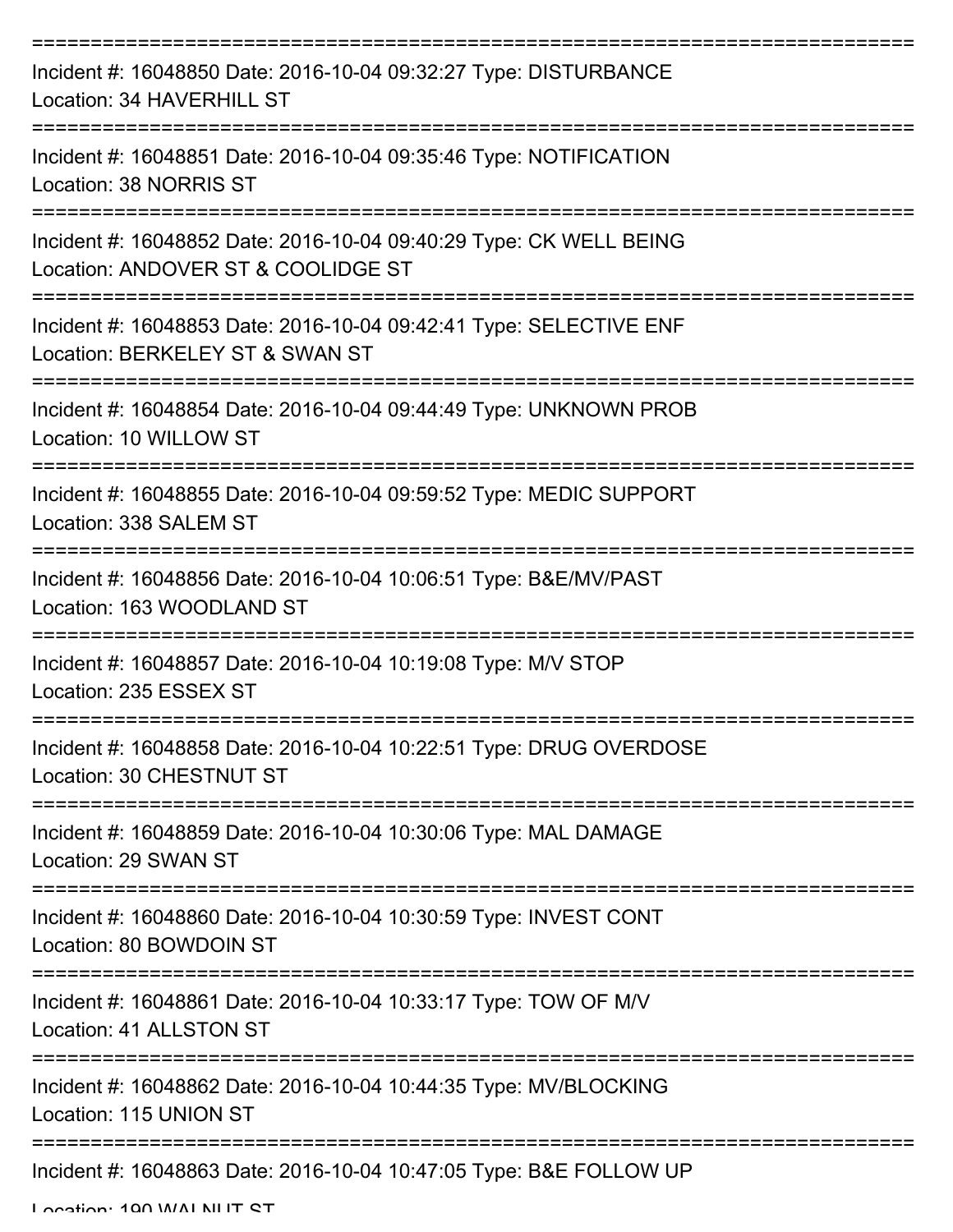===========================================================================

Incident #: 16048850 Date: 2016-10-04 09:32:27 Type: DISTURBANCE
Location: 34 HAVERHILL ST

===========================================================================

Incident #: 16048851 Date: 2016-10-04 09:35:46 Type: NOTIFICATION
Location: 38 NORRIS ST

===========================================================================

Incident #: 16048852 Date: 2016-10-04 09:40:29 Type: CK WELL BEING
Location: ANDOVER ST & COOLIDGE ST

===========================================================================

Incident #: 16048853 Date: 2016-10-04 09:42:41 Type: SELECTIVE ENF
Location: BERKELEY ST & SWAN ST

===========================================================================

Incident #: 16048854 Date: 2016-10-04 09:44:49 Type: UNKNOWN PROB
Location: 10 WILLOW ST

===========================================================================

Incident #: 16048855 Date: 2016-10-04 09:59:52 Type: MEDIC SUPPORT
Location: 338 SALEM ST

===========================================================================

Incident #: 16048856 Date: 2016-10-04 10:06:51 Type: B&E/MV/PAST
Location: 163 WOODLAND ST

===========================================================================

Incident #: 16048857 Date: 2016-10-04 10:19:08 Type: M/V STOP
Location: 235 ESSEX ST

===========================================================================

Incident #: 16048858 Date: 2016-10-04 10:22:51 Type: DRUG OVERDOSE
Location: 30 CHESTNUT ST

===========================================================================

Incident #: 16048859 Date: 2016-10-04 10:30:06 Type: MAL DAMAGE
Location: 29 SWAN ST

===========================================================================

Incident #: 16048860 Date: 2016-10-04 10:30:59 Type: INVEST CONT
Location: 80 BOWDOIN ST

===========================================================================

Incident #: 16048861 Date: 2016-10-04 10:33:17 Type: TOW OF M/V
Location: 41 ALLSTON ST

===========================================================================

Incident #: 16048862 Date: 2016-10-04 10:44:35 Type: MV/BLOCKING
Location: 115 UNION ST

===========================================================================

Incident #: 16048863 Date: 2016-10-04 10:47:05 Type: B&E FOLLOW UP
Location: 190 WALNUT ST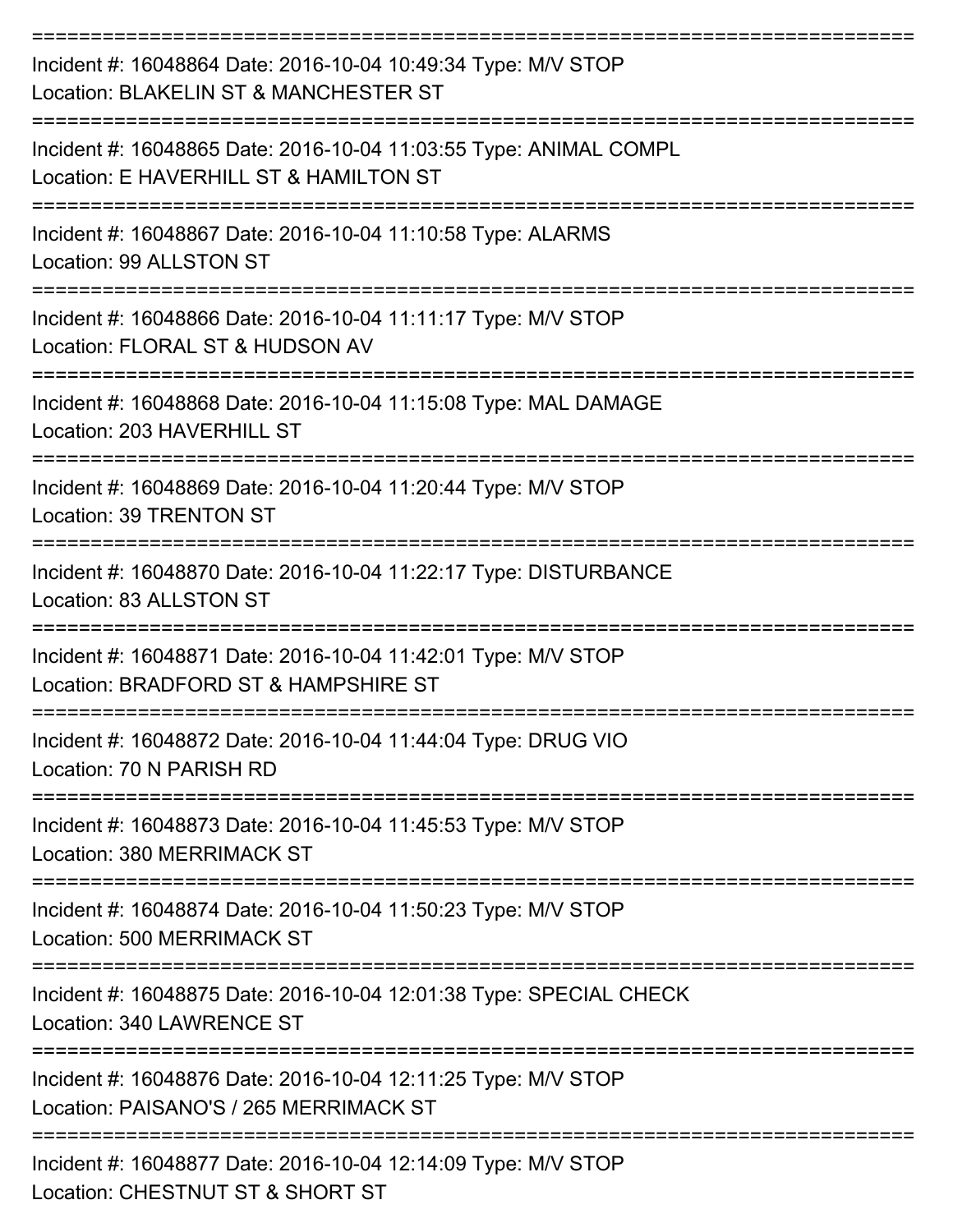===========================================================================

Incident #: 16048864 Date: 2016-10-04 10:49:34 Type: M/V STOP
Location: BLAKELIN ST & MANCHESTER ST

===========================================================================

Incident #: 16048865 Date: 2016-10-04 11:03:55 Type: ANIMAL COMPL
Location: E HAVERHILL ST & HAMILTON ST

===========================================================================

Incident #: 16048867 Date: 2016-10-04 11:10:58 Type: ALARMS
Location: 99 ALLSTON ST

===========================================================================

Incident #: 16048866 Date: 2016-10-04 11:11:17 Type: M/V STOP
Location: FLORAL ST & HUDSON AV

===========================================================================

Incident #: 16048868 Date: 2016-10-04 11:15:08 Type: MAL DAMAGE
Location: 203 HAVERHILL ST

===========================================================================

Incident #: 16048869 Date: 2016-10-04 11:20:44 Type: M/V STOP
Location: 39 TRENTON ST

===========================================================================

Incident #: 16048870 Date: 2016-10-04 11:22:17 Type: DISTURBANCE
Location: 83 ALLSTON ST

===========================================================================

Incident #: 16048871 Date: 2016-10-04 11:42:01 Type: M/V STOP
Location: BRADFORD ST & HAMPSHIRE ST

===========================================================================

Incident #: 16048872 Date: 2016-10-04 11:44:04 Type: DRUG VIO
Location: 70 N PARISH RD

===========================================================================

Incident #: 16048873 Date: 2016-10-04 11:45:53 Type: M/V STOP
Location: 380 MERRIMACK ST

===========================================================================

Incident #: 16048874 Date: 2016-10-04 11:50:23 Type: M/V STOP
Location: 500 MERRIMACK ST

===========================================================================

Incident #: 16048875 Date: 2016-10-04 12:01:38 Type: SPECIAL CHECK
Location: 340 LAWRENCE ST

===========================================================================

Incident #: 16048876 Date: 2016-10-04 12:11:25 Type: M/V STOP
Location: PAISANO'S / 265 MERRIMACK ST

===========================================================================

Incident #: 16048877 Date: 2016-10-04 12:14:09 Type: M/V STOP
Location: CHESTNUT ST & SHORT ST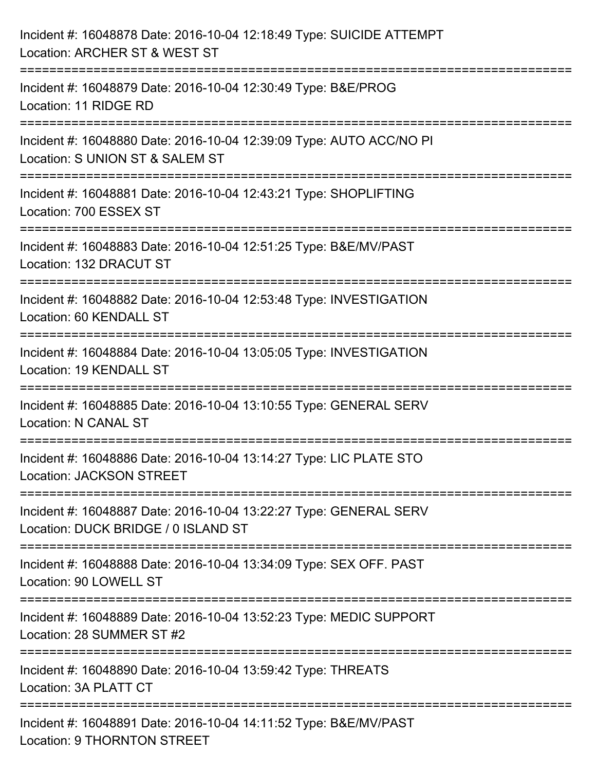Incident #: 16048878 Date: 2016-10-04 12:18:49 Type: SUICIDE ATTEMPT
Location: ARCHER ST & WEST ST

===========================================================================

Incident #: 16048879 Date: 2016-10-04 12:30:49 Type: B&E/PROG
Location: 11 RIDGE RD

===========================================================================

Incident #: 16048880 Date: 2016-10-04 12:39:09 Type: AUTO ACC/NO PI
Location: S UNION ST & SALEM ST

===========================================================================

Incident #: 16048881 Date: 2016-10-04 12:43:21 Type: SHOPLIFTING
Location: 700 ESSEX ST

===========================================================================

Incident #: 16048883 Date: 2016-10-04 12:51:25 Type: B&E/MV/PAST
Location: 132 DRACUT ST

===========================================================================

Incident #: 16048882 Date: 2016-10-04 12:53:48 Type: INVESTIGATION
Location: 60 KENDALL ST

===========================================================================

Incident #: 16048884 Date: 2016-10-04 13:05:05 Type: INVESTIGATION
Location: 19 KENDALL ST

===========================================================================

Incident #: 16048885 Date: 2016-10-04 13:10:55 Type: GENERAL SERV
Location: N CANAL ST

===========================================================================

Incident #: 16048886 Date: 2016-10-04 13:14:27 Type: LIC PLATE STO
Location: JACKSON STREET

===========================================================================

Incident #: 16048887 Date: 2016-10-04 13:22:27 Type: GENERAL SERV
Location: DUCK BRIDGE / 0 ISLAND ST

===========================================================================

Incident #: 16048888 Date: 2016-10-04 13:34:09 Type: SEX OFF. PAST
Location: 90 LOWELL ST

===========================================================================

Incident #: 16048889 Date: 2016-10-04 13:52:23 Type: MEDIC SUPPORT
Location: 28 SUMMER ST #2

===========================================================================

Incident #: 16048890 Date: 2016-10-04 13:59:42 Type: THREATS
Location: 3A PLATT CT

===========================================================================

Incident #: 16048891 Date: 2016-10-04 14:11:52 Type: B&E/MV/PAST
Location: 9 THORNTON STREET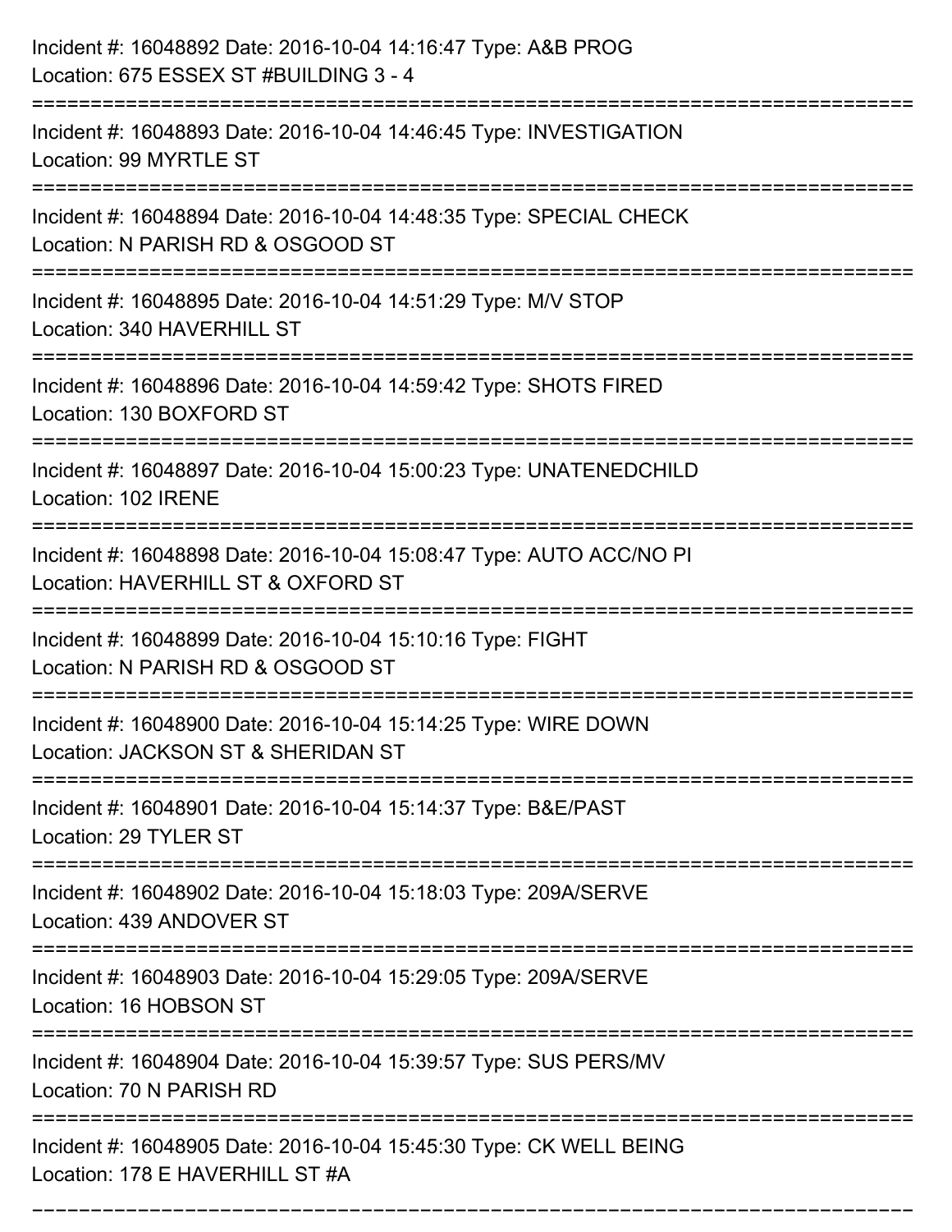Incident #: 16048892 Date: 2016-10-04 14:16:47 Type: A&B PROG
Location: 675 ESSEX ST #BUILDING 3 - 4

===========================================================================

Incident #: 16048893 Date: 2016-10-04 14:46:45 Type: INVESTIGATION
Location: 99 MYRTLE ST

===========================================================================

Incident #: 16048894 Date: 2016-10-04 14:48:35 Type: SPECIAL CHECK
Location: N PARISH RD & OSGOOD ST

===========================================================================

Incident #: 16048895 Date: 2016-10-04 14:51:29 Type: M/V STOP
Location: 340 HAVERHILL ST

===========================================================================

Incident #: 16048896 Date: 2016-10-04 14:59:42 Type: SHOTS FIRED
Location: 130 BOXFORD ST

===========================================================================

Incident #: 16048897 Date: 2016-10-04 15:00:23 Type: UNATENEDCHILD
Location: 102 IRENE

===========================================================================

Incident #: 16048898 Date: 2016-10-04 15:08:47 Type: AUTO ACC/NO PI
Location: HAVERHILL ST & OXFORD ST

===========================================================================

Incident #: 16048899 Date: 2016-10-04 15:10:16 Type: FIGHT
Location: N PARISH RD & OSGOOD ST

===========================================================================

Incident #: 16048900 Date: 2016-10-04 15:14:25 Type: WIRE DOWN
Location: JACKSON ST & SHERIDAN ST

===========================================================================

Incident #: 16048901 Date: 2016-10-04 15:14:37 Type: B&E/PAST
Location: 29 TYLER ST

===========================================================================

Incident #: 16048902 Date: 2016-10-04 15:18:03 Type: 209A/SERVE
Location: 439 ANDOVER ST

===========================================================================

Incident #: 16048903 Date: 2016-10-04 15:29:05 Type: 209A/SERVE
Location: 16 HOBSON ST

===========================================================================

Incident #: 16048904 Date: 2016-10-04 15:39:57 Type: SUS PERS/MV
Location: 70 N PARISH RD

===========================================================================

Incident #: 16048905 Date: 2016-10-04 15:45:30 Type: CK WELL BEING
Location: 178 E HAVERHILL ST #A

===========================================================================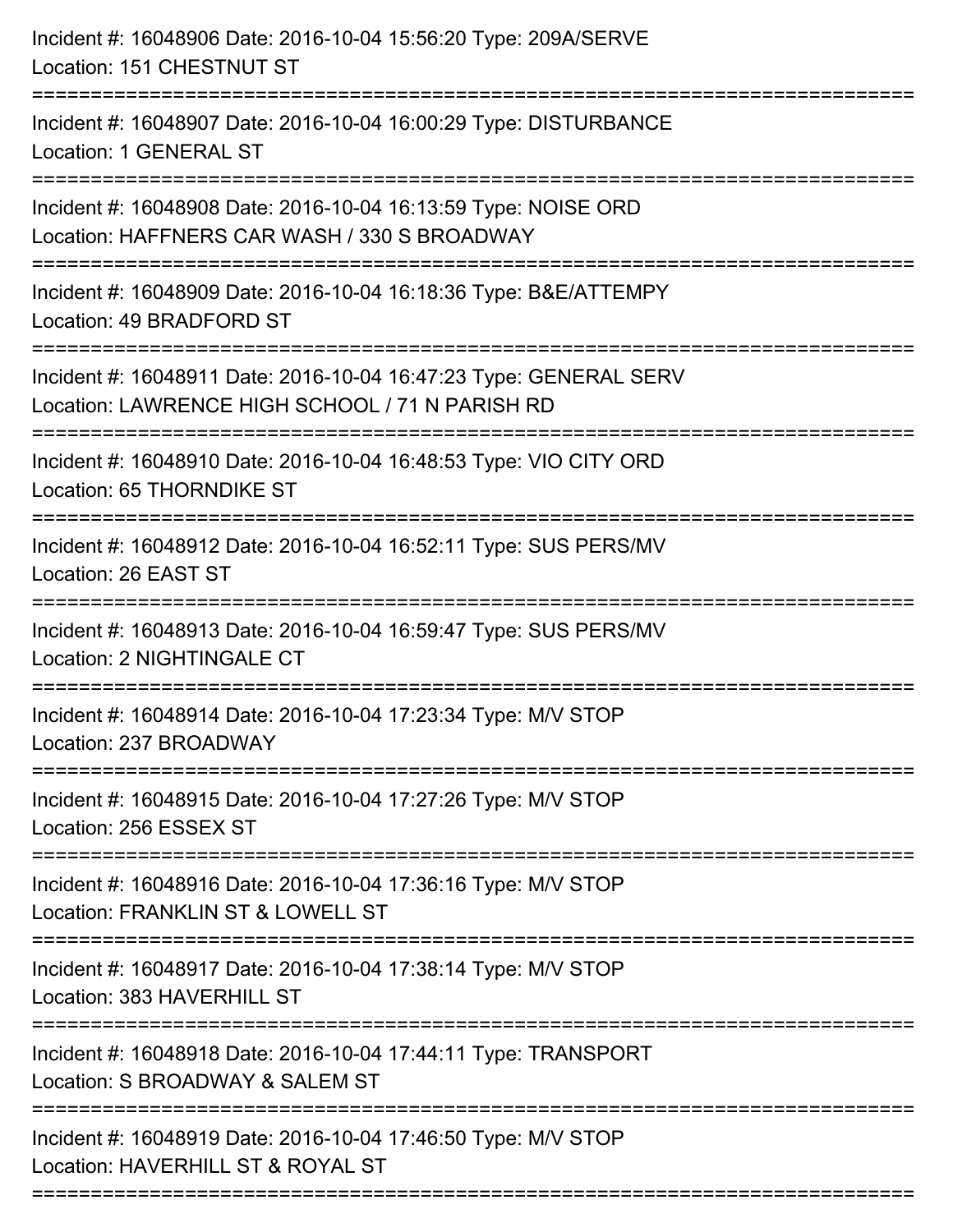Incident #: 16048906 Date: 2016-10-04 15:56:20 Type: 209A/SERVE
Location: 151 CHESTNUT ST

===========================================================================

Incident #: 16048907 Date: 2016-10-04 16:00:29 Type: DISTURBANCE
Location: 1 GENERAL ST

===========================================================================

Incident #: 16048908 Date: 2016-10-04 16:13:59 Type: NOISE ORD
Location: HAFFNERS CAR WASH / 330 S BROADWAY

===========================================================================

Incident #: 16048909 Date: 2016-10-04 16:18:36 Type: B&E/ATTEMPY
Location: 49 BRADFORD ST

===========================================================================

Incident #: 16048911 Date: 2016-10-04 16:47:23 Type: GENERAL SERV
Location: LAWRENCE HIGH SCHOOL / 71 N PARISH RD

===========================================================================

Incident #: 16048910 Date: 2016-10-04 16:48:53 Type: VIO CITY ORD
Location: 65 THORNDIKE ST

===========================================================================

Incident #: 16048912 Date: 2016-10-04 16:52:11 Type: SUS PERS/MV
Location: 26 EAST ST

===========================================================================

Incident #: 16048913 Date: 2016-10-04 16:59:47 Type: SUS PERS/MV
Location: 2 NIGHTINGALE CT

===========================================================================

Incident #: 16048914 Date: 2016-10-04 17:23:34 Type: M/V STOP
Location: 237 BROADWAY

===========================================================================

Incident #: 16048915 Date: 2016-10-04 17:27:26 Type: M/V STOP
Location: 256 ESSEX ST

===========================================================================

Incident #: 16048916 Date: 2016-10-04 17:36:16 Type: M/V STOP
Location: FRANKLIN ST & LOWELL ST

===========================================================================

Incident #: 16048917 Date: 2016-10-04 17:38:14 Type: M/V STOP
Location: 383 HAVERHILL ST

===========================================================================

Incident #: 16048918 Date: 2016-10-04 17:44:11 Type: TRANSPORT
Location: S BROADWAY & SALEM ST

===========================================================================

Incident #: 16048919 Date: 2016-10-04 17:46:50 Type: M/V STOP
Location: HAVERHILL ST & ROYAL ST

===========================================================================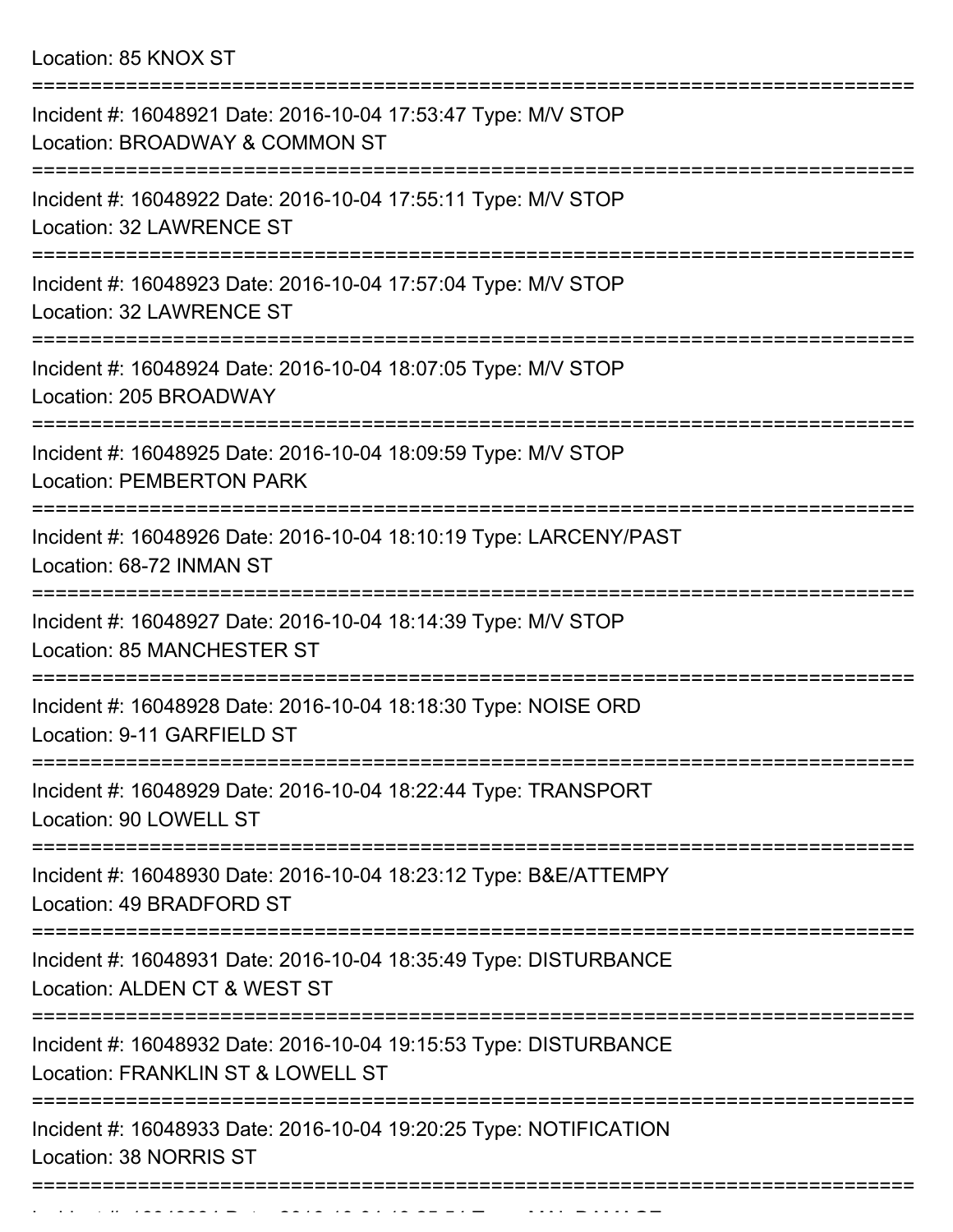Location: 85 KNOX ST

===========================================================================

Incident #: 16048921 Date: 2016-10-04 17:53:47 Type: M/V STOP
Location: BROADWAY & COMMON ST

===========================================================================

Incident #: 16048922 Date: 2016-10-04 17:55:11 Type: M/V STOP
Location: 32 LAWRENCE ST

===========================================================================

Incident #: 16048923 Date: 2016-10-04 17:57:04 Type: M/V STOP
Location: 32 LAWRENCE ST

===========================================================================

Incident #: 16048924 Date: 2016-10-04 18:07:05 Type: M/V STOP
Location: 205 BROADWAY

===========================================================================

Incident #: 16048925 Date: 2016-10-04 18:09:59 Type: M/V STOP
Location: PEMBERTON PARK

===========================================================================

Incident #: 16048926 Date: 2016-10-04 18:10:19 Type: LARCENY/PAST
Location: 68-72 INMAN ST

===========================================================================

Incident #: 16048927 Date: 2016-10-04 18:14:39 Type: M/V STOP
Location: 85 MANCHESTER ST

===========================================================================

Incident #: 16048928 Date: 2016-10-04 18:18:30 Type: NOISE ORD
Location: 9-11 GARFIELD ST

===========================================================================

Incident #: 16048929 Date: 2016-10-04 18:22:44 Type: TRANSPORT
Location: 90 LOWELL ST

===========================================================================

Incident #: 16048930 Date: 2016-10-04 18:23:12 Type: B&E/ATTEMPY
Location: 49 BRADFORD ST

===========================================================================

Incident #: 16048931 Date: 2016-10-04 18:35:49 Type: DISTURBANCE
Location: ALDEN CT & WEST ST

===========================================================================

Incident #: 16048932 Date: 2016-10-04 19:15:53 Type: DISTURBANCE
Location: FRANKLIN ST & LOWELL ST

===========================================================================

Incident #: 16048933 Date: 2016-10-04 19:20:25 Type: NOTIFICATION
Location: 38 NORRIS ST

===========================================================================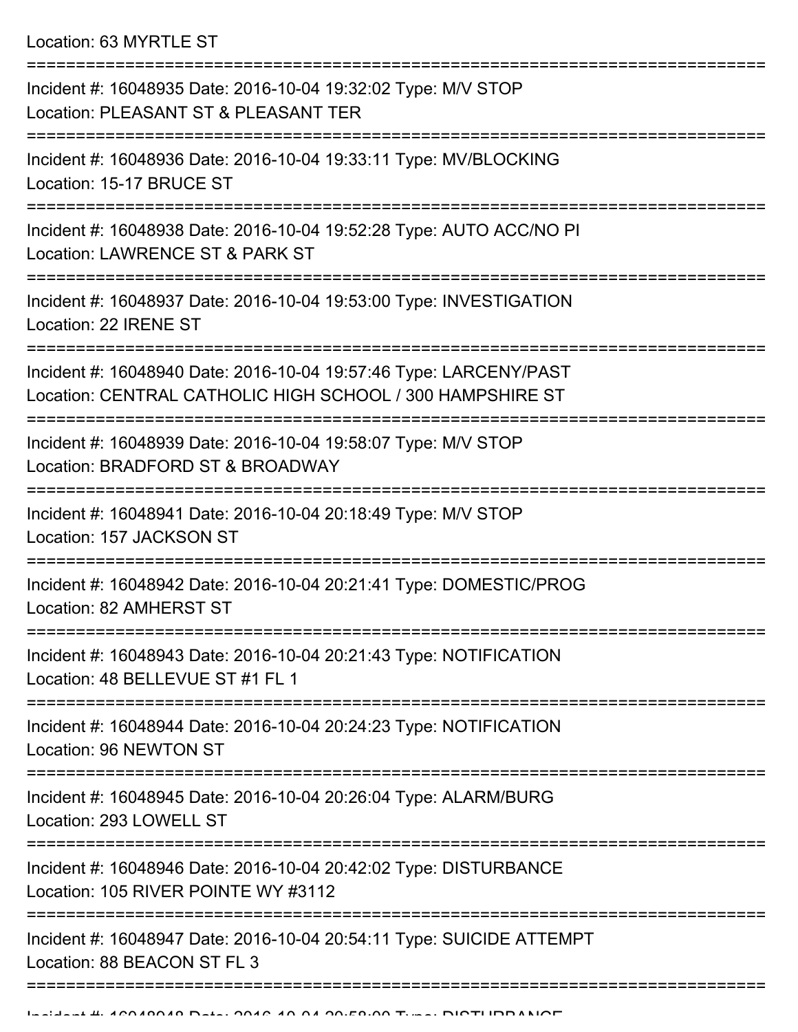Location: 63 MYRTLE ST

===========================================================================

Incident #: 16048935 Date: 2016-10-04 19:32:02 Type: M/V STOP
Location: PLEASANT ST & PLEASANT TER

===========================================================================

Incident #: 16048936 Date: 2016-10-04 19:33:11 Type: MV/BLOCKING
Location: 15-17 BRUCE ST

===========================================================================

Incident #: 16048938 Date: 2016-10-04 19:52:28 Type: AUTO ACC/NO PI
Location: LAWRENCE ST & PARK ST

===========================================================================

Incident #: 16048937 Date: 2016-10-04 19:53:00 Type: INVESTIGATION
Location: 22 IRENE ST

===========================================================================

Incident #: 16048940 Date: 2016-10-04 19:57:46 Type: LARCENY/PAST
Location: CENTRAL CATHOLIC HIGH SCHOOL / 300 HAMPSHIRE ST

===========================================================================

Incident #: 16048939 Date: 2016-10-04 19:58:07 Type: M/V STOP
Location: BRADFORD ST & BROADWAY

===========================================================================

Incident #: 16048941 Date: 2016-10-04 20:18:49 Type: M/V STOP
Location: 157 JACKSON ST

===========================================================================

Incident #: 16048942 Date: 2016-10-04 20:21:41 Type: DOMESTIC/PROG
Location: 82 AMHERST ST

===========================================================================

Incident #: 16048943 Date: 2016-10-04 20:21:43 Type: NOTIFICATION
Location: 48 BELLEVUE ST #1 FL 1

===========================================================================

Incident #: 16048944 Date: 2016-10-04 20:24:23 Type: NOTIFICATION
Location: 96 NEWTON ST

===========================================================================

Incident #: 16048945 Date: 2016-10-04 20:26:04 Type: ALARM/BURG
Location: 293 LOWELL ST

===========================================================================

Incident #: 16048946 Date: 2016-10-04 20:42:02 Type: DISTURBANCE
Location: 105 RIVER POINTE WY #3112

===========================================================================

Incident #: 16048947 Date: 2016-10-04 20:54:11 Type: SUICIDE ATTEMPT
Location: 88 BEACON ST FL 3

===========================================================================

Incident #: 16048948 Date: 2016-10-04 20:58:00 Type: DISTURBANCE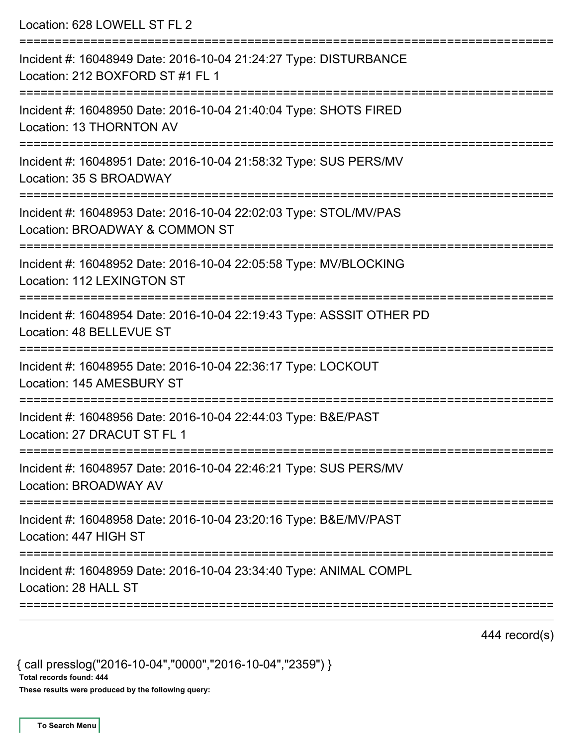Location: 628 LOWELL ST FL 2

===========================================================================

Incident #: 16048949 Date: 2016-10-04 21:24:27 Type: DISTURBANCE
Location: 212 BOXFORD ST #1 FL 1

===========================================================================

Incident #: 16048950 Date: 2016-10-04 21:40:04 Type: SHOTS FIRED
Location: 13 THORNTON AV

===========================================================================

Incident #: 16048951 Date: 2016-10-04 21:58:32 Type: SUS PERS/MV
Location: 35 S BROADWAY

===========================================================================

Incident #: 16048953 Date: 2016-10-04 22:02:03 Type: STOL/MV/PAS
Location: BROADWAY & COMMON ST

===========================================================================

Incident #: 16048952 Date: 2016-10-04 22:05:58 Type: MV/BLOCKING
Location: 112 LEXINGTON ST

===========================================================================

Incident #: 16048954 Date: 2016-10-04 22:19:43 Type: ASSSIT OTHER PD
Location: 48 BELLEVUE ST

===========================================================================

Incident #: 16048955 Date: 2016-10-04 22:36:17 Type: LOCKOUT
Location: 145 AMESBURY ST

===========================================================================

Incident #: 16048956 Date: 2016-10-04 22:44:03 Type: B&E/PAST
Location: 27 DRACUT ST FL 1

===========================================================================

Incident #: 16048957 Date: 2016-10-04 22:46:21 Type: SUS PERS/MV
Location: BROADWAY AV

===========================================================================

Incident #: 16048958 Date: 2016-10-04 23:20:16 Type: B&E/MV/PAST
Location: 447 HIGH ST

===========================================================================

Incident #: 16048959 Date: 2016-10-04 23:34:40 Type: ANIMAL COMPL
Location: 28 HALL ST

===========================================================================

444 record(s)

{ call presslog("2016-10-04","0000","2016-10-04","2359") }

**Total records found: 444**

**These results were produced by the following query:**

To Search Menu